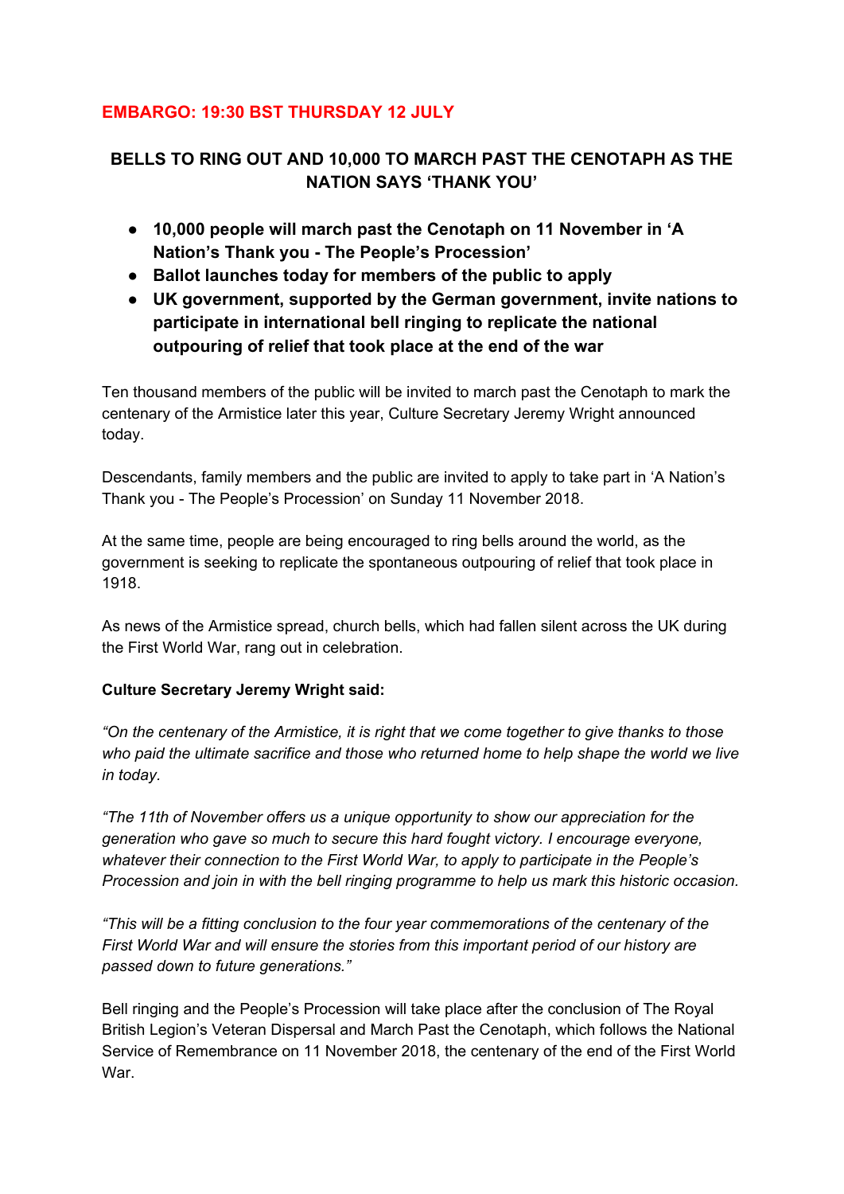**EMBARGO: 19:30 BST THURSDAY 12 JULY**

# BELLS TO RING OUT AND 10,000 TO MARCH PAST THE CENOTAPH AS THE NATION SAYS 'THANK YOU'

- **10,000 people will march past the Cenotaph on 11 November in 'A Nation's Thank you - The People's Procession'**
- **Ballot launches today for members of the public to apply**
- **UK government, supported by the German government, invite nations to participate in international bell ringing to replicate the national outpouring of relief that took place at the end of the war**

Ten thousand members of the public will be invited to march past the Cenotaph to mark the centenary of the Armistice later this year, Culture Secretary Jeremy Wright announced today.

Descendants, family members and the public are invited to apply to take part in 'A Nation's Thank you - The People's Procession' on Sunday 11 November 2018.

At the same time, people are being encouraged to ring bells around the world, as the government is seeking to replicate the spontaneous outpouring of relief that took place in 1918.

As news of the Armistice spread, church bells, which had fallen silent across the UK during the First World War, rang out in celebration.

**Culture Secretary Jeremy Wright said:**

*"On the centenary of the Armistice, it is right that we come together to give thanks to those who paid the ultimate sacrifice and those who returned home to help shape the world we live in today.*

*"The 11th of November offers us a unique opportunity to show our appreciation for the generation who gave so much to secure this hard fought victory. I encourage everyone, whatever their connection to the First World War, to apply to participate in the People's Procession and join in with the bell ringing programme to help us mark this historic occasion.*

*"This will be a fitting conclusion to the four year commemorations of the centenary of the First World War and will ensure the stories from this important period of our history are passed down to future generations."*

Bell ringing and the People's Procession will take place after the conclusion of The Royal British Legion's Veteran Dispersal and March Past the Cenotaph, which follows the National Service of Remembrance on 11 November 2018, the centenary of the end of the First World War.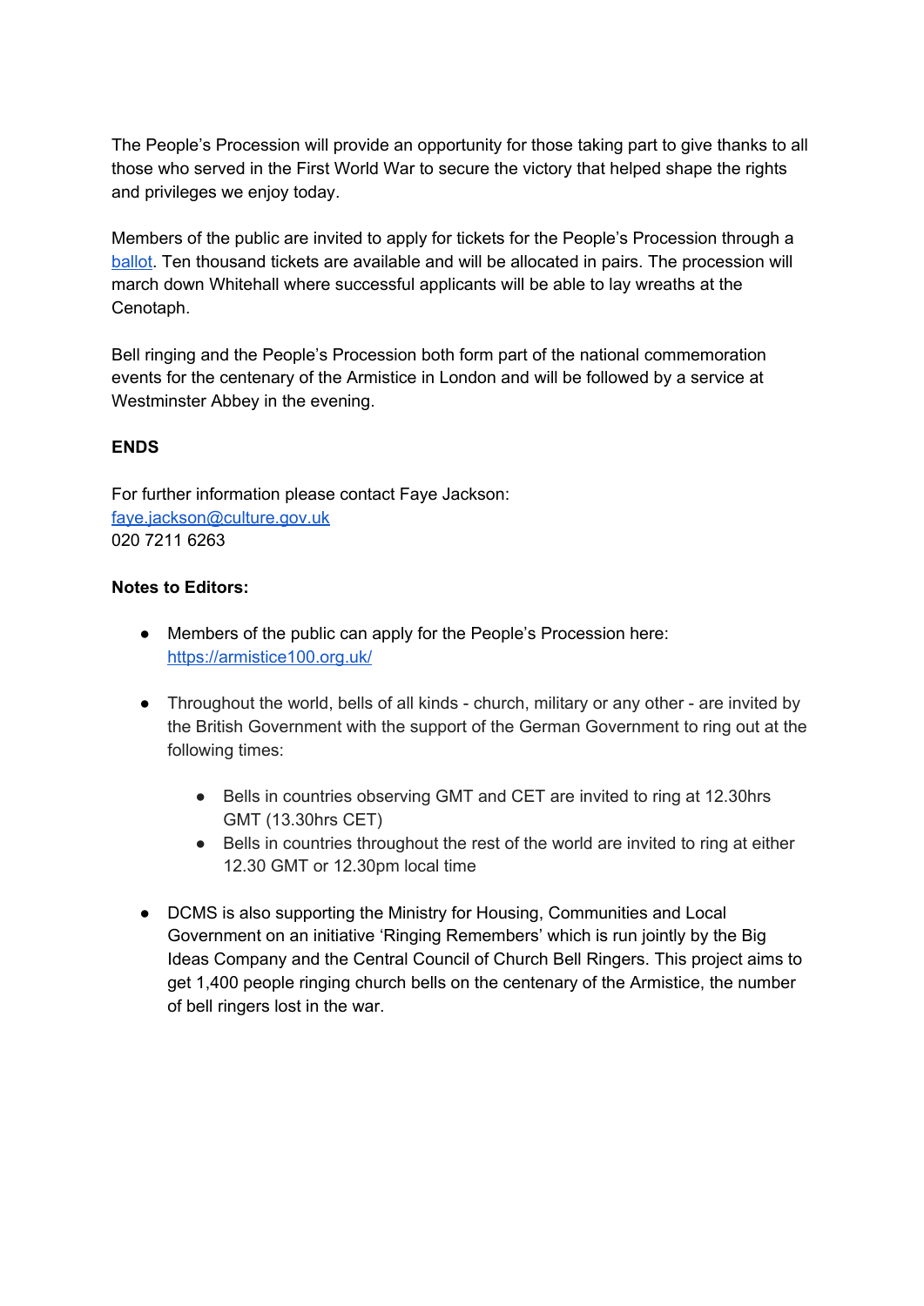The People's Procession will provide an opportunity for those taking part to give thanks to all those who served in the First World War to secure the victory that helped shape the rights and privileges we enjoy today.

Members of the public are invited to apply for tickets for the People's Procession through a ballot. Ten thousand tickets are available and will be allocated in pairs. The procession will march down Whitehall where successful applicants will be able to lay wreaths at the Cenotaph.

Bell ringing and the People's Procession both form part of the national commemoration events for the centenary of the Armistice in London and will be followed by a service at Westminster Abbey in the evening.

**ENDS**

For further information please contact Faye Jackson:
faye.jackson@culture.gov.uk
020 7211 6263

**Notes to Editors:**

- Members of the public can apply for the People's Procession here: https://armistice100.org.uk/

- Throughout the world, bells of all kinds - church, military or any other - are invited by the British Government with the support of the German Government to ring out at the following times:

  - Bells in countries observing GMT and CET are invited to ring at 12.30hrs GMT (13.30hrs CET)
  - Bells in countries throughout the rest of the world are invited to ring at either 12.30 GMT or 12.30pm local time

- DCMS is also supporting the Ministry for Housing, Communities and Local Government on an initiative 'Ringing Remembers' which is run jointly by the Big Ideas Company and the Central Council of Church Bell Ringers. This project aims to get 1,400 people ringing church bells on the centenary of the Armistice, the number of bell ringers lost in the war.